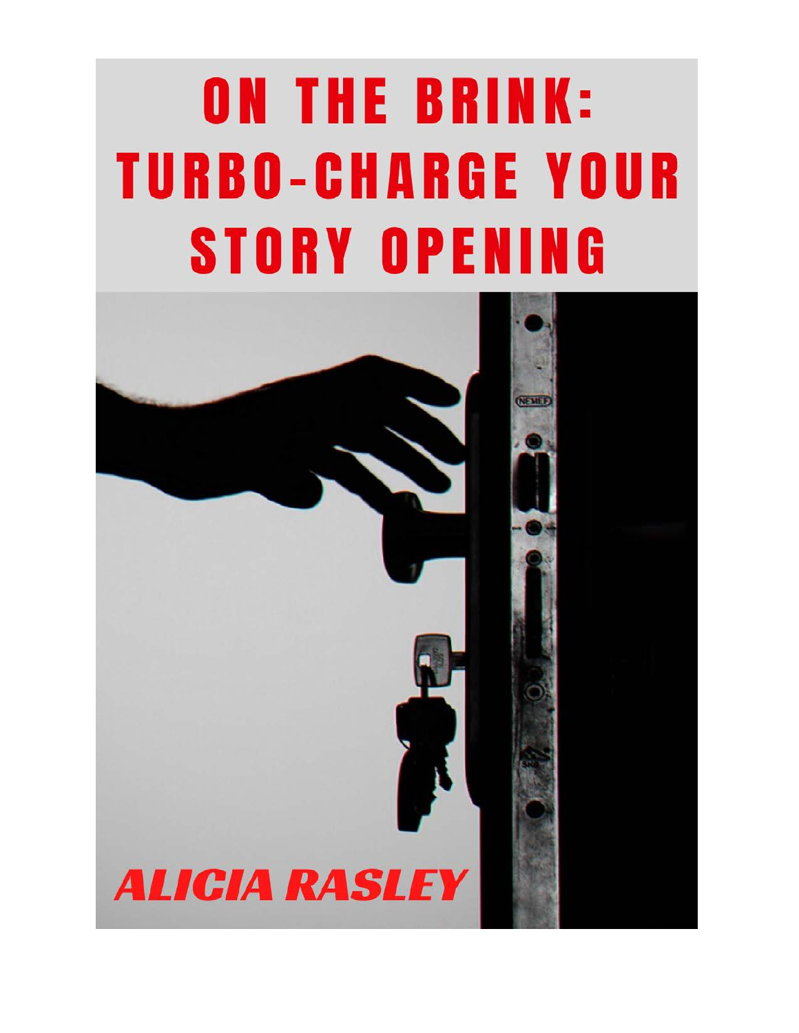# ON THE BRINK: TURBO-CHARGE YOUR STORY OPENING

**ALICIA RASLEY**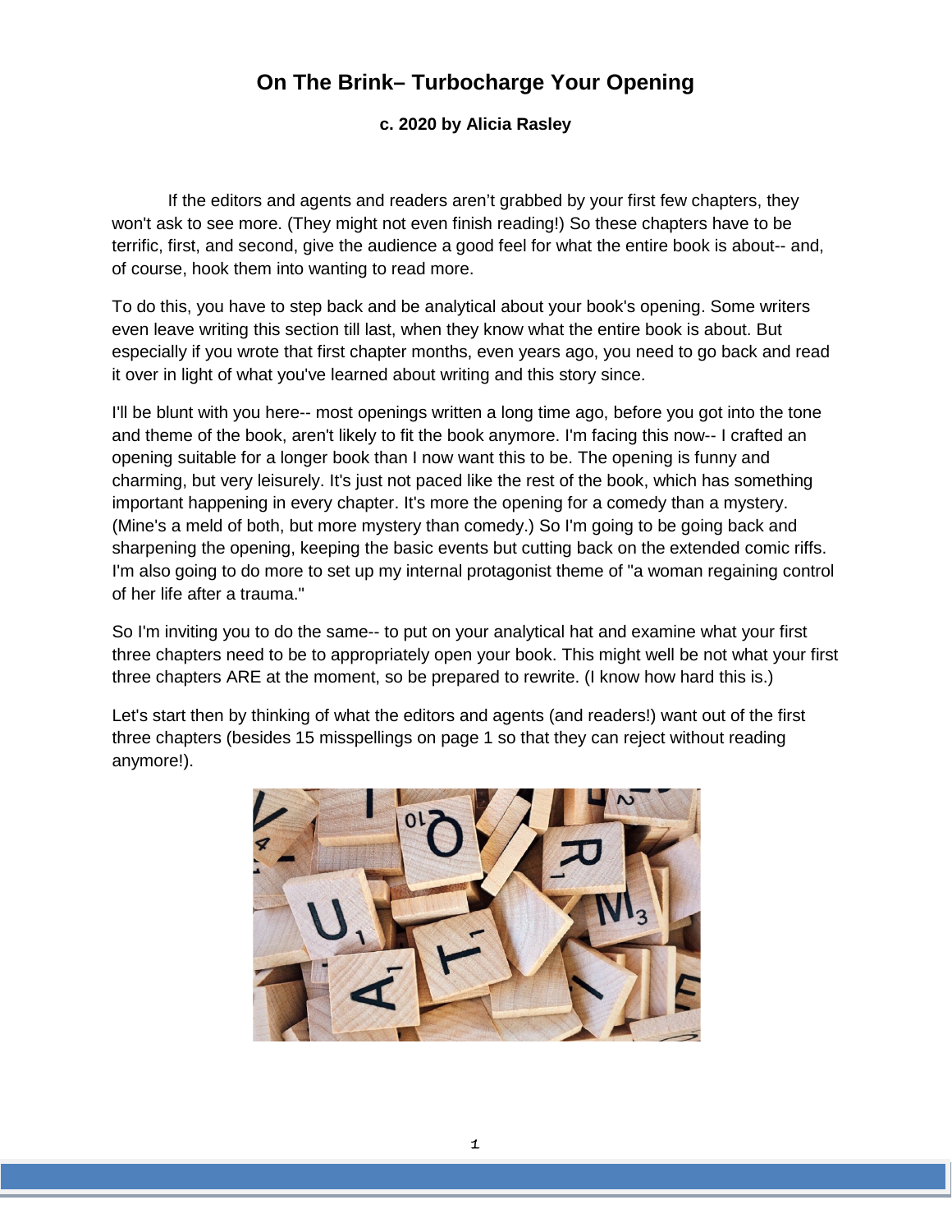# On The Brink– Turbocharge Your Opening

**c. 2020 by Alicia Rasley**

If the editors and agents and readers aren't grabbed by your first few chapters, they won't ask to see more. (They might not even finish reading!) So these chapters have to be terrific, first, and second, give the audience a good feel for what the entire book is about-- and, of course, hook them into wanting to read more.

To do this, you have to step back and be analytical about your book's opening. Some writers even leave writing this section till last, when they know what the entire book is about. But especially if you wrote that first chapter months, even years ago, you need to go back and read it over in light of what you've learned about writing and this story since.

I'll be blunt with you here-- most openings written a long time ago, before you got into the tone and theme of the book, aren't likely to fit the book anymore. I'm facing this now-- I crafted an opening suitable for a longer book than I now want this to be. The opening is funny and charming, but very leisurely. It's just not paced like the rest of the book, which has something important happening in every chapter. It's more the opening for a comedy than a mystery. (Mine's a meld of both, but more mystery than comedy.) So I'm going to be going back and sharpening the opening, keeping the basic events but cutting back on the extended comic riffs. I'm also going to do more to set up my internal protagonist theme of "a woman regaining control of her life after a trauma."

So I'm inviting you to do the same-- to put on your analytical hat and examine what your first three chapters need to be to appropriately open your book. This might well be not what your first three chapters ARE at the moment, so be prepared to rewrite. (I know how hard this is.)

Let's start then by thinking of what the editors and agents (and readers!) want out of the first three chapters (besides 15 misspellings on page 1 so that they can reject without reading anymore!).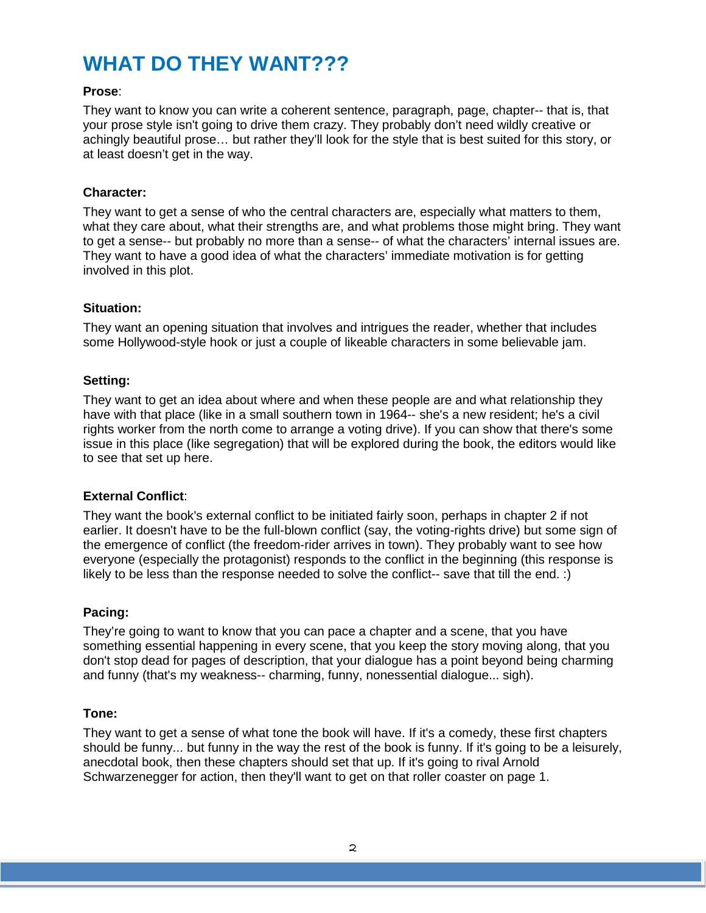# WHAT DO THEY WANT???

**Prose**:

They want to know you can write a coherent sentence, paragraph, page, chapter-- that is, that your prose style isn't going to drive them crazy. They probably don't need wildly creative or achingly beautiful prose… but rather they'll look for the style that is best suited for this story, or at least doesn't get in the way.

**Character:**

They want to get a sense of who the central characters are, especially what matters to them, what they care about, what their strengths are, and what problems those might bring. They want to get a sense-- but probably no more than a sense-- of what the characters' internal issues are. They want to have a good idea of what the characters' immediate motivation is for getting involved in this plot.

**Situation:**

They want an opening situation that involves and intrigues the reader, whether that includes some Hollywood-style hook or just a couple of likeable characters in some believable jam.

**Setting:**

They want to get an idea about where and when these people are and what relationship they have with that place (like in a small southern town in 1964-- she's a new resident; he's a civil rights worker from the north come to arrange a voting drive). If you can show that there's some issue in this place (like segregation) that will be explored during the book, the editors would like to see that set up here.

**External Conflict**:

They want the book's external conflict to be initiated fairly soon, perhaps in chapter 2 if not earlier. It doesn't have to be the full-blown conflict (say, the voting-rights drive) but some sign of the emergence of conflict (the freedom-rider arrives in town). They probably want to see how everyone (especially the protagonist) responds to the conflict in the beginning (this response is likely to be less than the response needed to solve the conflict-- save that till the end. :)

**Pacing:**

They're going to want to know that you can pace a chapter and a scene, that you have something essential happening in every scene, that you keep the story moving along, that you don't stop dead for pages of description, that your dialogue has a point beyond being charming and funny (that's my weakness-- charming, funny, nonessential dialogue... sigh).

**Tone:**

They want to get a sense of what tone the book will have. If it's a comedy, these first chapters should be funny... but funny in the way the rest of the book is funny. If it's going to be a leisurely, anecdotal book, then these chapters should set that up. If it's going to rival Arnold Schwarzenegger for action, then they'll want to get on that roller coaster on page 1.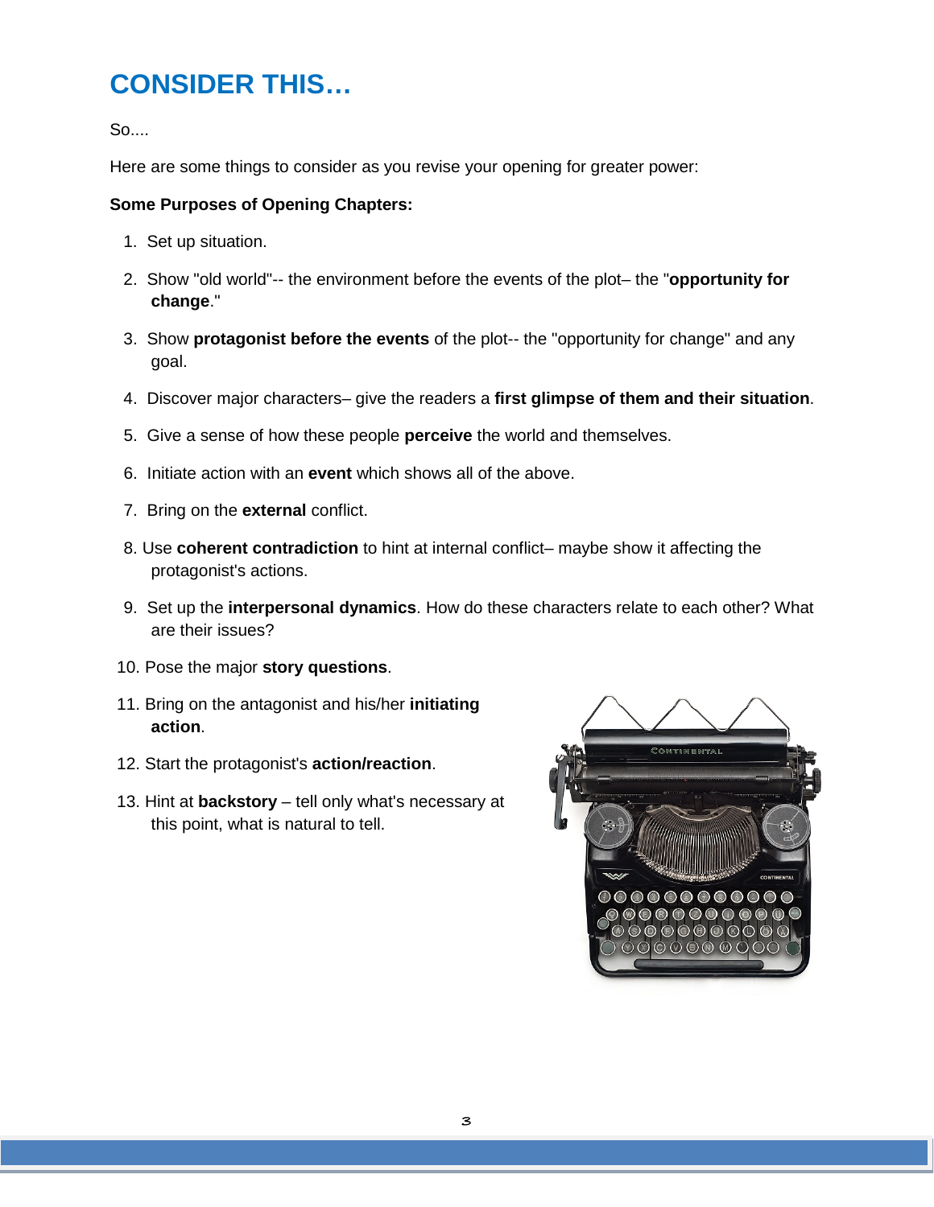# CONSIDER THIS…

So....

Here are some things to consider as you revise your opening for greater power:

**Some Purposes of Opening Chapters:**

1. Set up situation.
2. Show "old world"-- the environment before the events of the plot– the "**opportunity for change**."
3. Show **protagonist before the events** of the plot-- the "opportunity for change" and any goal.
4. Discover major characters– give the readers a **first glimpse of them and their situation**.
5. Give a sense of how these people **perceive** the world and themselves.
6. Initiate action with an **event** which shows all of the above.
7. Bring on the **external** conflict.
8. Use **coherent contradiction** to hint at internal conflict– maybe show it affecting the protagonist's actions.
9. Set up the **interpersonal dynamics**. How do these characters relate to each other? What are their issues?
10. Pose the major **story questions**.
11. Bring on the antagonist and his/her **initiating action**.
12. Start the protagonist's **action/reaction**.
13. Hint at **backstory** – tell only what's necessary at this point, what is natural to tell.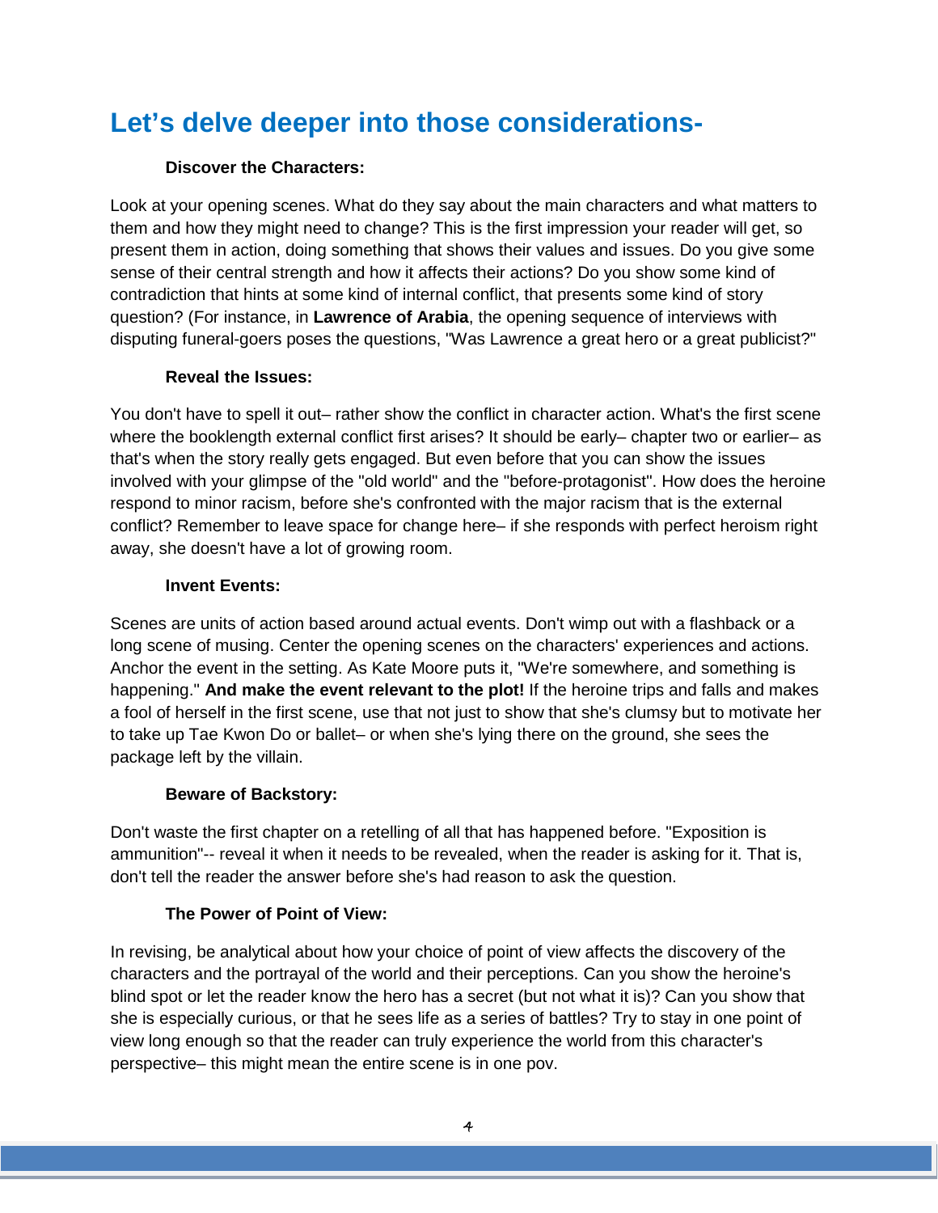## Let's delve deeper into those considerations-

**Discover the Characters:**

Look at your opening scenes. What do they say about the main characters and what matters to them and how they might need to change? This is the first impression your reader will get, so present them in action, doing something that shows their values and issues. Do you give some sense of their central strength and how it affects their actions? Do you show some kind of contradiction that hints at some kind of internal conflict, that presents some kind of story question? (For instance, in **Lawrence of Arabia**, the opening sequence of interviews with disputing funeral-goers poses the questions, "Was Lawrence a great hero or a great publicist?"

**Reveal the Issues:**

You don't have to spell it out– rather show the conflict in character action. What's the first scene where the booklength external conflict first arises? It should be early– chapter two or earlier– as that's when the story really gets engaged. But even before that you can show the issues involved with your glimpse of the "old world" and the "before-protagonist". How does the heroine respond to minor racism, before she's confronted with the major racism that is the external conflict? Remember to leave space for change here– if she responds with perfect heroism right away, she doesn't have a lot of growing room.

**Invent Events:**

Scenes are units of action based around actual events. Don't wimp out with a flashback or a long scene of musing. Center the opening scenes on the characters' experiences and actions. Anchor the event in the setting. As Kate Moore puts it, "We're somewhere, and something is happening." **And make the event relevant to the plot!** If the heroine trips and falls and makes a fool of herself in the first scene, use that not just to show that she's clumsy but to motivate her to take up Tae Kwon Do or ballet– or when she's lying there on the ground, she sees the package left by the villain.

**Beware of Backstory:**

Don't waste the first chapter on a retelling of all that has happened before. "Exposition is ammunition"-- reveal it when it needs to be revealed, when the reader is asking for it. That is, don't tell the reader the answer before she's had reason to ask the question.

**The Power of Point of View:**

In revising, be analytical about how your choice of point of view affects the discovery of the characters and the portrayal of the world and their perceptions. Can you show the heroine's blind spot or let the reader know the hero has a secret (but not what it is)? Can you show that she is especially curious, or that he sees life as a series of battles? Try to stay in one point of view long enough so that the reader can truly experience the world from this character's perspective– this might mean the entire scene is in one pov.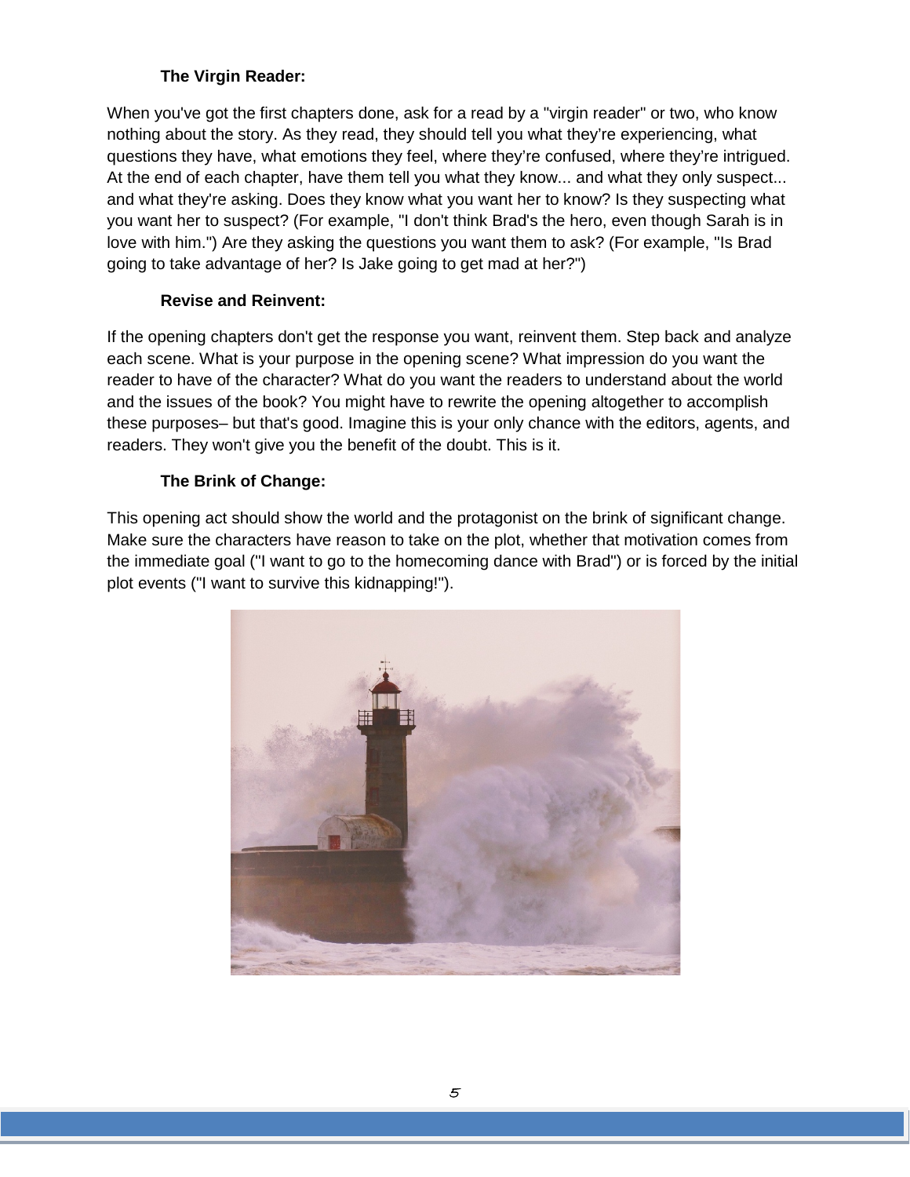### The Virgin Reader:

When you've got the first chapters done, ask for a read by a "virgin reader" or two, who know nothing about the story. As they read, they should tell you what they're experiencing, what questions they have, what emotions they feel, where they're confused, where they're intrigued. At the end of each chapter, have them tell you what they know... and what they only suspect... and what they're asking. Does they know what you want her to know? Is they suspecting what you want her to suspect? (For example, "I don't think Brad's the hero, even though Sarah is in love with him.") Are they asking the questions you want them to ask? (For example, "Is Brad going to take advantage of her? Is Jake going to get mad at her?")

### Revise and Reinvent:

If the opening chapters don't get the response you want, reinvent them. Step back and analyze each scene. What is your purpose in the opening scene? What impression do you want the reader to have of the character? What do you want the readers to understand about the world and the issues of the book? You might have to rewrite the opening altogether to accomplish these purposes– but that's good. Imagine this is your only chance with the editors, agents, and readers. They won't give you the benefit of the doubt. This is it.

### The Brink of Change:

This opening act should show the world and the protagonist on the brink of significant change. Make sure the characters have reason to take on the plot, whether that motivation comes from the immediate goal ("I want to go to the homecoming dance with Brad") or is forced by the initial plot events ("I want to survive this kidnapping!").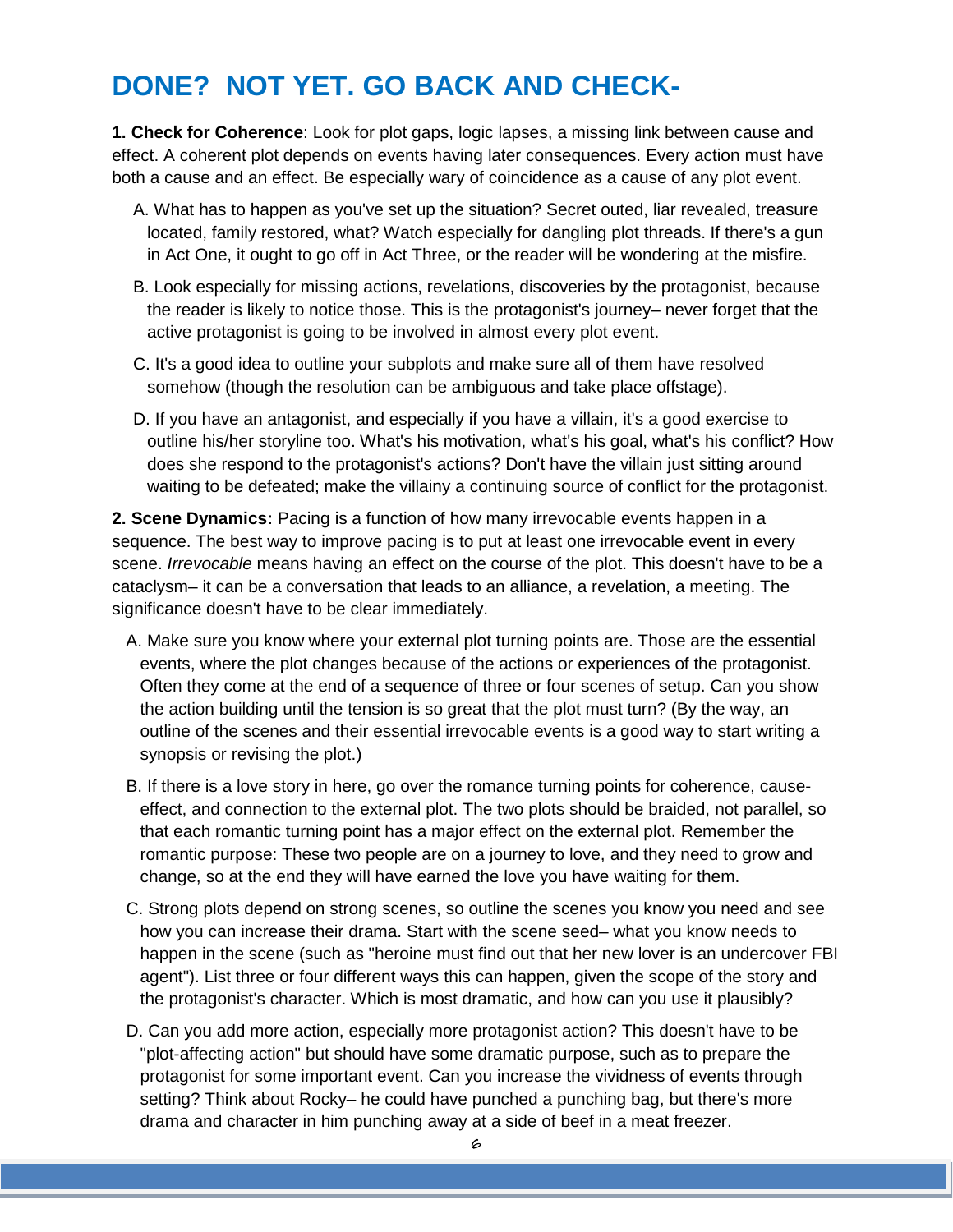# DONE? NOT YET. GO BACK AND CHECK-

**1. Check for Coherence**: Look for plot gaps, logic lapses, a missing link between cause and effect. A coherent plot depends on events having later consequences. Every action must have both a cause and an effect. Be especially wary of coincidence as a cause of any plot event.

A. What has to happen as you've set up the situation? Secret outed, liar revealed, treasure located, family restored, what? Watch especially for dangling plot threads. If there's a gun in Act One, it ought to go off in Act Three, or the reader will be wondering at the misfire.

B. Look especially for missing actions, revelations, discoveries by the protagonist, because the reader is likely to notice those. This is the protagonist's journey– never forget that the active protagonist is going to be involved in almost every plot event.

C. It's a good idea to outline your subplots and make sure all of them have resolved somehow (though the resolution can be ambiguous and take place offstage).

D. If you have an antagonist, and especially if you have a villain, it's a good exercise to outline his/her storyline too. What's his motivation, what's his goal, what's his conflict? How does she respond to the protagonist's actions? Don't have the villain just sitting around waiting to be defeated; make the villainy a continuing source of conflict for the protagonist.

**2. Scene Dynamics:** Pacing is a function of how many irrevocable events happen in a sequence. The best way to improve pacing is to put at least one irrevocable event in every scene. *Irrevocable* means having an effect on the course of the plot. This doesn't have to be a cataclysm– it can be a conversation that leads to an alliance, a revelation, a meeting. The significance doesn't have to be clear immediately.

A. Make sure you know where your external plot turning points are. Those are the essential events, where the plot changes because of the actions or experiences of the protagonist. Often they come at the end of a sequence of three or four scenes of setup. Can you show the action building until the tension is so great that the plot must turn? (By the way, an outline of the scenes and their essential irrevocable events is a good way to start writing a synopsis or revising the plot.)

B. If there is a love story in here, go over the romance turning points for coherence, cause-effect, and connection to the external plot. The two plots should be braided, not parallel, so that each romantic turning point has a major effect on the external plot. Remember the romantic purpose: These two people are on a journey to love, and they need to grow and change, so at the end they will have earned the love you have waiting for them.

C. Strong plots depend on strong scenes, so outline the scenes you know you need and see how you can increase their drama. Start with the scene seed– what you know needs to happen in the scene (such as "heroine must find out that her new lover is an undercover FBI agent"). List three or four different ways this can happen, given the scope of the story and the protagonist's character. Which is most dramatic, and how can you use it plausibly?

D. Can you add more action, especially more protagonist action? This doesn't have to be "plot-affecting action" but should have some dramatic purpose, such as to prepare the protagonist for some important event. Can you increase the vividness of events through setting? Think about Rocky– he could have punched a punching bag, but there's more drama and character in him punching away at a side of beef in a meat freezer.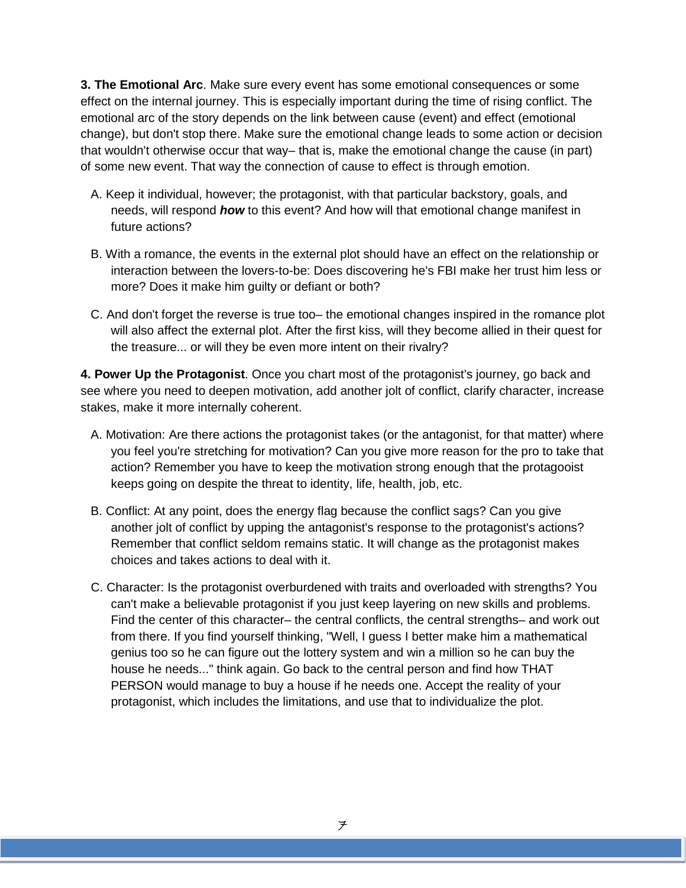**3. The Emotional Arc**. Make sure every event has some emotional consequences or some effect on the internal journey. This is especially important during the time of rising conflict. The emotional arc of the story depends on the link between cause (event) and effect (emotional change), but don't stop there. Make sure the emotional change leads to some action or decision that wouldn't otherwise occur that way– that is, make the emotional change the cause (in part) of some new event. That way the connection of cause to effect is through emotion.

A. Keep it individual, however; the protagonist, with that particular backstory, goals, and needs, will respond ***how*** to this event? And how will that emotional change manifest in future actions?

B. With a romance, the events in the external plot should have an effect on the relationship or interaction between the lovers-to-be: Does discovering he's FBI make her trust him less or more? Does it make him guilty or defiant or both?

C. And don't forget the reverse is true too– the emotional changes inspired in the romance plot will also affect the external plot. After the first kiss, will they become allied in their quest for the treasure... or will they be even more intent on their rivalry?

**4. Power Up the Protagonist**. Once you chart most of the protagonist's journey, go back and see where you need to deepen motivation, add another jolt of conflict, clarify character, increase stakes, make it more internally coherent.

A. Motivation: Are there actions the protagonist takes (or the antagonist, for that matter) where you feel you're stretching for motivation? Can you give more reason for the pro to take that action? Remember you have to keep the motivation strong enough that the protagooist keeps going on despite the threat to identity, life, health, job, etc.

B. Conflict: At any point, does the energy flag because the conflict sags? Can you give another jolt of conflict by upping the antagonist's response to the protagonist's actions? Remember that conflict seldom remains static. It will change as the protagonist makes choices and takes actions to deal with it.

C. Character: Is the protagonist overburdened with traits and overloaded with strengths? You can't make a believable protagonist if you just keep layering on new skills and problems. Find the center of this character– the central conflicts, the central strengths– and work out from there. If you find yourself thinking, "Well, I guess I better make him a mathematical genius too so he can figure out the lottery system and win a million so he can buy the house he needs..." think again. Go back to the central person and find how THAT PERSON would manage to buy a house if he needs one. Accept the reality of your protagonist, which includes the limitations, and use that to individualize the plot.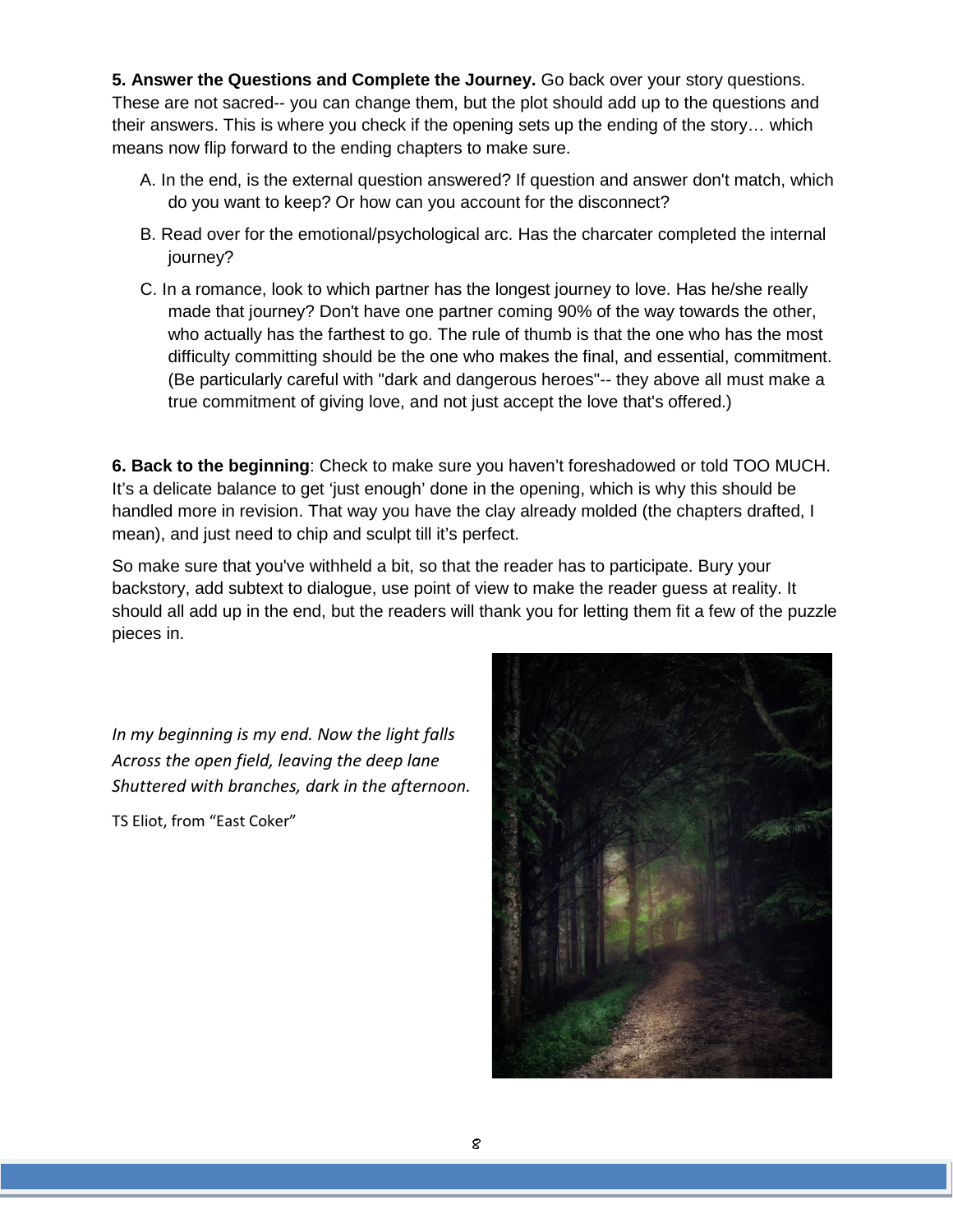**5. Answer the Questions and Complete the Journey.** Go back over your story questions. These are not sacred-- you can change them, but the plot should add up to the questions and their answers. This is where you check if the opening sets up the ending of the story… which means now flip forward to the ending chapters to make sure.

A. In the end, is the external question answered? If question and answer don't match, which do you want to keep? Or how can you account for the disconnect?

B. Read over for the emotional/psychological arc. Has the charcater completed the internal journey?

C. In a romance, look to which partner has the longest journey to love. Has he/she really made that journey? Don't have one partner coming 90% of the way towards the other, who actually has the farthest to go. The rule of thumb is that the one who has the most difficulty committing should be the one who makes the final, and essential, commitment. (Be particularly careful with "dark and dangerous heroes"-- they above all must make a true commitment of giving love, and not just accept the love that's offered.)

**6. Back to the beginning**: Check to make sure you haven't foreshadowed or told TOO MUCH. It's a delicate balance to get 'just enough' done in the opening, which is why this should be handled more in revision. That way you have the clay already molded (the chapters drafted, I mean), and just need to chip and sculpt till it's perfect.

So make sure that you've withheld a bit, so that the reader has to participate. Bury your backstory, add subtext to dialogue, use point of view to make the reader guess at reality. It should all add up in the end, but the readers will thank you for letting them fit a few of the puzzle pieces in.

*In my beginning is my end. Now the light falls*
*Across the open field, leaving the deep lane*
*Shuttered with branches, dark in the afternoon.*

TS Eliot, from "East Coker"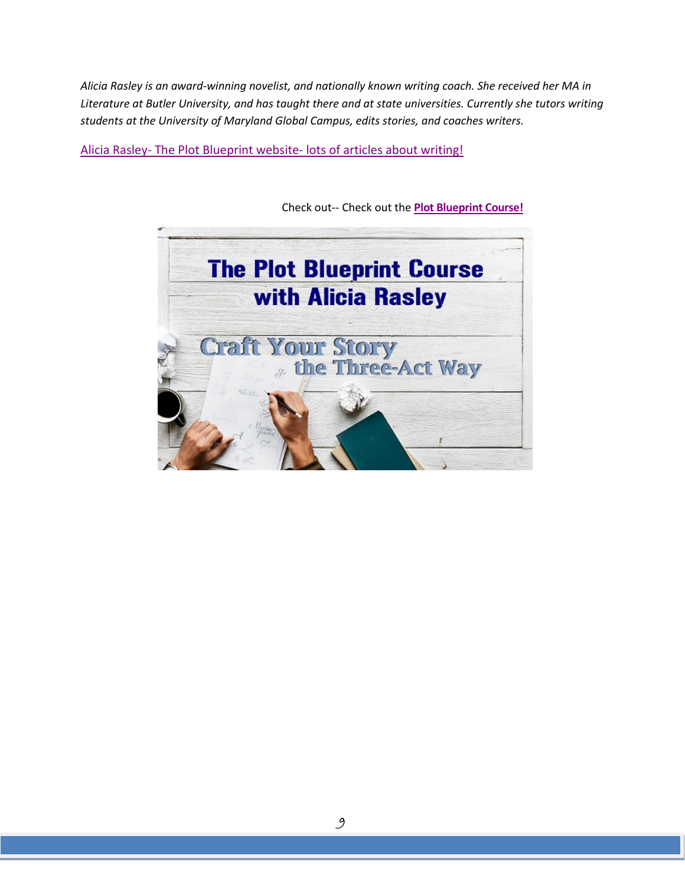*Alicia Rasley is an award-winning novelist, and nationally known writing coach. She received her MA in Literature at Butler University, and has taught there and at state universities. Currently she tutors writing students at the University of Maryland Global Campus, edits stories, and coaches writers.*

Alicia Rasley- The Plot Blueprint website- lots of articles about writing!

Check out-- Check out the **Plot Blueprint Course!**